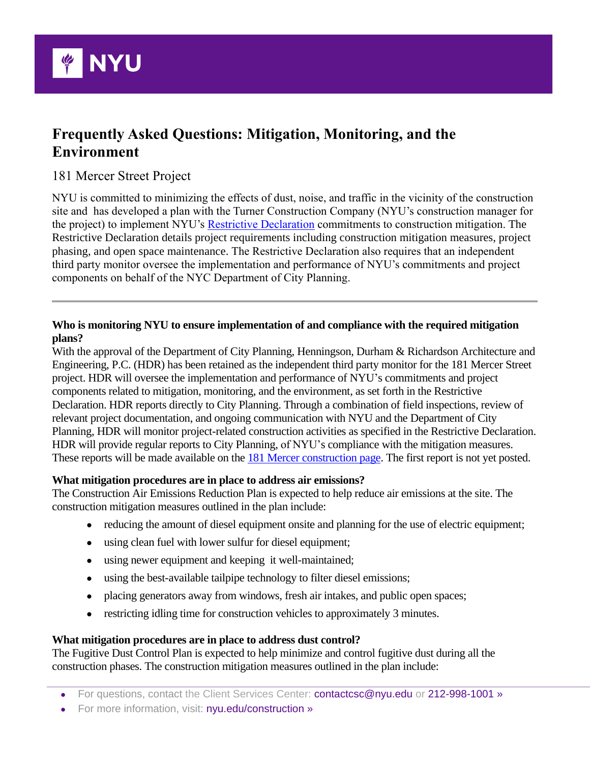# Frequently Asked Questions: Mitigation, Monitoring, and the Environment

181 Mercer Street Project

NYU is committed to minimizing the effects of dust, noise, and traffic in the vicinity of the construction site and has developed a plan with the Turner Construction Company (NYU's construction manager for the project) to implement NYU's Restrictive Declaration commitments to construction mitigation. The Restrictive Declaration details project requirements including construction mitigation measures, project phasing, and open space maintenance. The Restrictive Declaration also requires that an independent third party monitor oversee the implementation and performance of NYU's commitments and project components on behalf of the NYC Department of City Planning.

---

**Who is monitoring NYU to ensure implementation of and compliance with the required mitigation plans?**
With the approval of the Department of City Planning, Henningson, Durham & Richardson Architecture and Engineering, P.C. (HDR) has been retained as the independent third party monitor for the 181 Mercer Street project. HDR will oversee the implementation and performance of NYU's commitments and project components related to mitigation, monitoring, and the environment, as set forth in the Restrictive Declaration. HDR reports directly to City Planning. Through a combination of field inspections, review of relevant project documentation, and ongoing communication with NYU and the Department of City Planning, HDR will monitor project-related construction activities as specified in the Restrictive Declaration. HDR will provide regular reports to City Planning, of NYU's compliance with the mitigation measures. These reports will be made available on the 181 Mercer construction page. The first report is not yet posted.

**What mitigation procedures are in place to address air emissions?**
The Construction Air Emissions Reduction Plan is expected to help reduce air emissions at the site. The construction mitigation measures outlined in the plan include:

- reducing the amount of diesel equipment onsite and planning for the use of electric equipment;
- using clean fuel with lower sulfur for diesel equipment;
- using newer equipment and keeping it well-maintained;
- using the best-available tailpipe technology to filter diesel emissions;
- placing generators away from windows, fresh air intakes, and public open spaces;
- restricting idling time for construction vehicles to approximately 3 minutes.

**What mitigation procedures are in place to address dust control?**
The Fugitive Dust Control Plan is expected to help minimize and control fugitive dust during all the construction phases. The construction mitigation measures outlined in the plan include: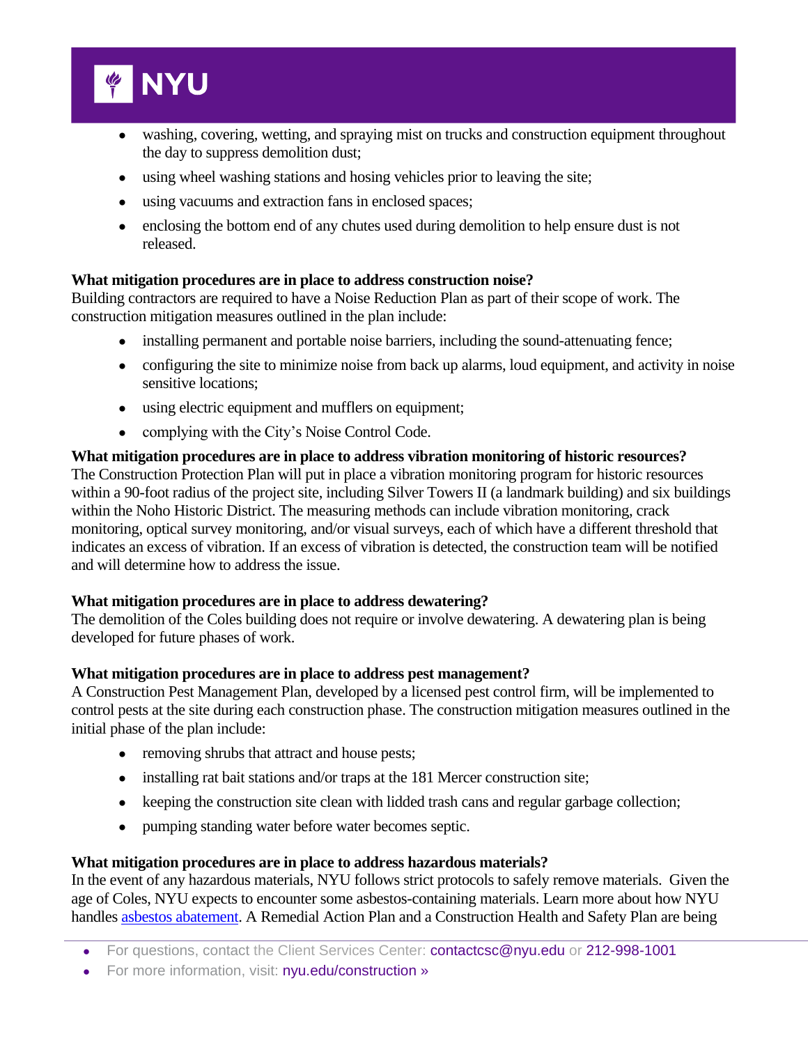- washing, covering, wetting, and spraying mist on trucks and construction equipment throughout the day to suppress demolition dust;
- using wheel washing stations and hosing vehicles prior to leaving the site;
- using vacuums and extraction fans in enclosed spaces;
- enclosing the bottom end of any chutes used during demolition to help ensure dust is not released.

**What mitigation procedures are in place to address construction noise?**
Building contractors are required to have a Noise Reduction Plan as part of their scope of work. The construction mitigation measures outlined in the plan include:

- installing permanent and portable noise barriers, including the sound-attenuating fence;
- configuring the site to minimize noise from back up alarms, loud equipment, and activity in noise sensitive locations;
- using electric equipment and mufflers on equipment;
- complying with the City's Noise Control Code.

**What mitigation procedures are in place to address vibration monitoring of historic resources?**
The Construction Protection Plan will put in place a vibration monitoring program for historic resources within a 90-foot radius of the project site, including Silver Towers II (a landmark building) and six buildings within the Noho Historic District. The measuring methods can include vibration monitoring, crack monitoring, optical survey monitoring, and/or visual surveys, each of which have a different threshold that indicates an excess of vibration. If an excess of vibration is detected, the construction team will be notified and will determine how to address the issue.

**What mitigation procedures are in place to address dewatering?**
The demolition of the Coles building does not require or involve dewatering. A dewatering plan is being developed for future phases of work.

**What mitigation procedures are in place to address pest management?**
A Construction Pest Management Plan, developed by a licensed pest control firm, will be implemented to control pests at the site during each construction phase. The construction mitigation measures outlined in the initial phase of the plan include:

- removing shrubs that attract and house pests;
- installing rat bait stations and/or traps at the 181 Mercer construction site;
- keeping the construction site clean with lidded trash cans and regular garbage collection;
- pumping standing water before water becomes septic.

**What mitigation procedures are in place to address hazardous materials?**
In the event of any hazardous materials, NYU follows strict protocols to safely remove materials. Given the age of Coles, NYU expects to encounter some asbestos-containing materials. Learn more about how NYU handles [asbestos abatement](). A Remedial Action Plan and a Construction Health and Safety Plan are being

- For questions, contact the Client Services Center: contactcsc@nyu.edu or 212-998-1001
- For more information, visit: nyu.edu/construction »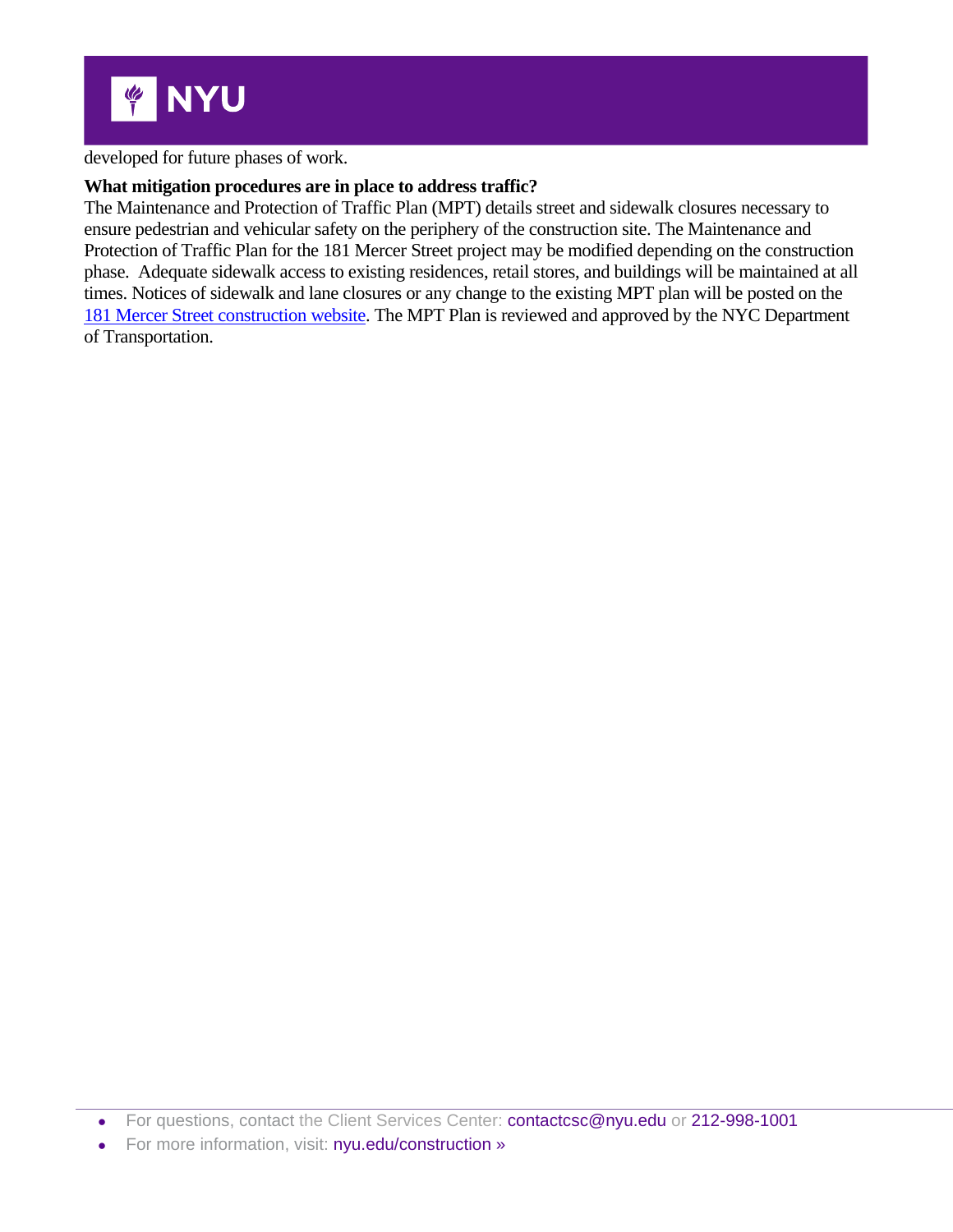developed for future phases of work.

**What mitigation procedures are in place to address traffic?**
The Maintenance and Protection of Traffic Plan (MPT) details street and sidewalk closures necessary to ensure pedestrian and vehicular safety on the periphery of the construction site. The Maintenance and Protection of Traffic Plan for the 181 Mercer Street project may be modified depending on the construction phase. Adequate sidewalk access to existing residences, retail stores, and buildings will be maintained at all times. Notices of sidewalk and lane closures or any change to the existing MPT plan will be posted on the 181 Mercer Street construction website. The MPT Plan is reviewed and approved by the NYC Department of Transportation.

- For questions, contact the Client Services Center: contactcsc@nyu.edu or 212-998-1001
- For more information, visit: nyu.edu/construction »